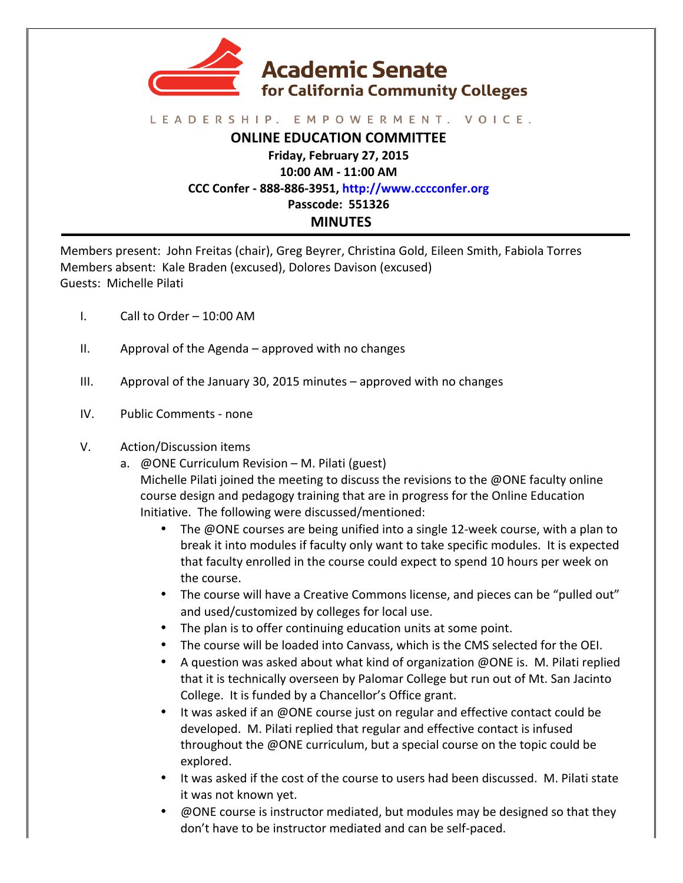# Academic Senate
## for California Community Colleges

LEADERSHIP. EMPOWERMENT. VOICE.

**ONLINE EDUCATION COMMITTEE**
**Friday, February 27, 2015**
**10:00 AM - 11:00 AM**
**CCC Confer - 888-886-3951, http://www.cccconfer.org**
**Passcode: 551326**

## MINUTES

Members present: John Freitas (chair), Greg Beyrer, Christina Gold, Eileen Smith, Fabiola Torres
Members absent: Kale Braden (excused), Dolores Davison (excused)
Guests: Michelle Pilati

I. Call to Order – 10:00 AM

II. Approval of the Agenda – approved with no changes

III. Approval of the January 30, 2015 minutes – approved with no changes

IV. Public Comments - none

V. Action/Discussion items

a. @ONE Curriculum Revision – M. Pilati (guest)
Michelle Pilati joined the meeting to discuss the revisions to the @ONE faculty online course design and pedagogy training that are in progress for the Online Education Initiative. The following were discussed/mentioned:

- The @ONE courses are being unified into a single 12-week course, with a plan to break it into modules if faculty only want to take specific modules. It is expected that faculty enrolled in the course could expect to spend 10 hours per week on the course.
- The course will have a Creative Commons license, and pieces can be "pulled out" and used/customized by colleges for local use.
- The plan is to offer continuing education units at some point.
- The course will be loaded into Canvass, which is the CMS selected for the OEI.
- A question was asked about what kind of organization @ONE is. M. Pilati replied that it is technically overseen by Palomar College but run out of Mt. San Jacinto College. It is funded by a Chancellor's Office grant.
- It was asked if an @ONE course just on regular and effective contact could be developed. M. Pilati replied that regular and effective contact is infused throughout the @ONE curriculum, but a special course on the topic could be explored.
- It was asked if the cost of the course to users had been discussed. M. Pilati state it was not known yet.
- @ONE course is instructor mediated, but modules may be designed so that they don't have to be instructor mediated and can be self-paced.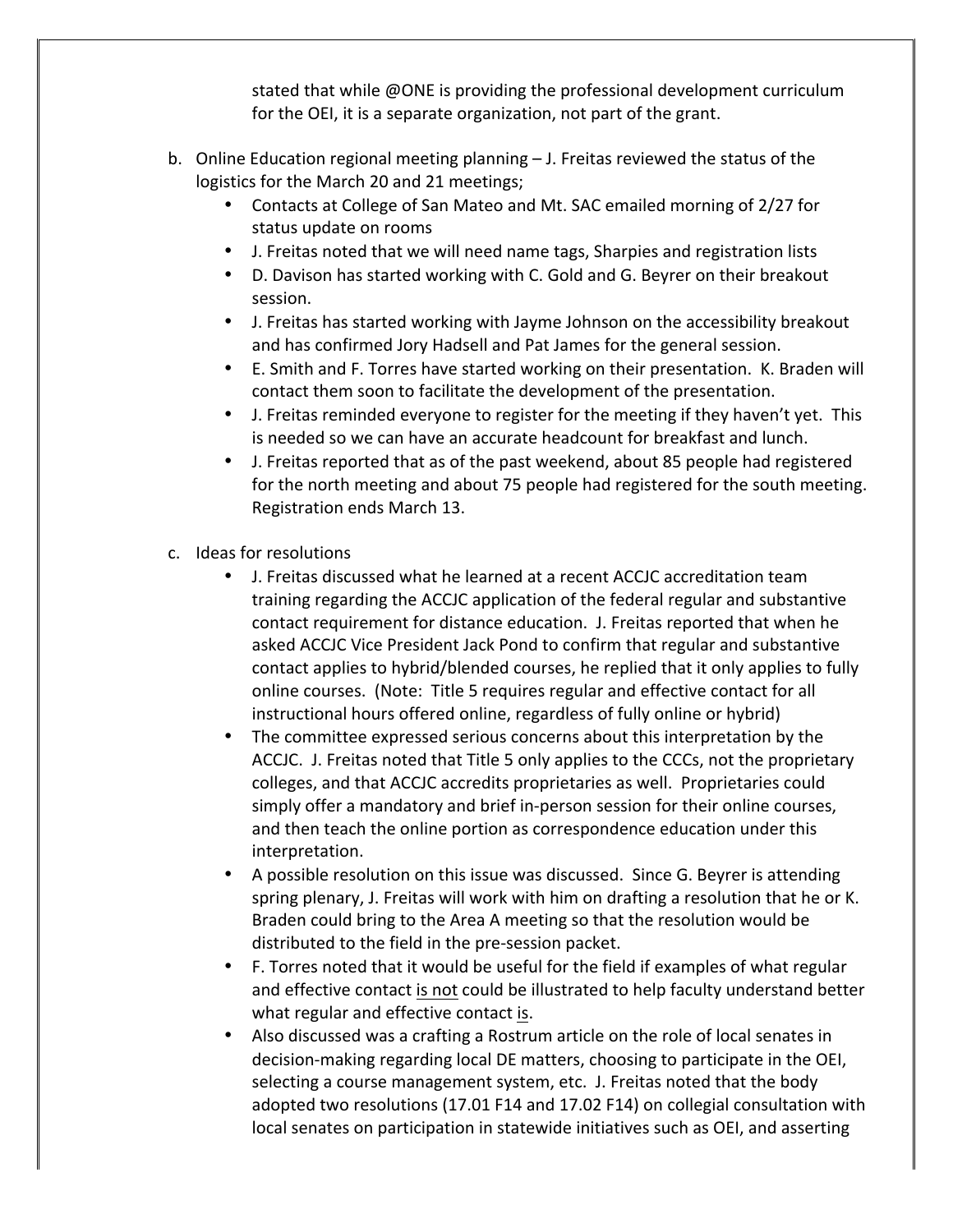stated that while @ONE is providing the professional development curriculum for the OEI, it is a separate organization, not part of the grant.

b. Online Education regional meeting planning – J. Freitas reviewed the status of the logistics for the March 20 and 21 meetings;
   - Contacts at College of San Mateo and Mt. SAC emailed morning of 2/27 for status update on rooms
   - J. Freitas noted that we will need name tags, Sharpies and registration lists
   - D. Davison has started working with C. Gold and G. Beyrer on their breakout session.
   - J. Freitas has started working with Jayme Johnson on the accessibility breakout and has confirmed Jory Hadsell and Pat James for the general session.
   - E. Smith and F. Torres have started working on their presentation. K. Braden will contact them soon to facilitate the development of the presentation.
   - J. Freitas reminded everyone to register for the meeting if they haven't yet. This is needed so we can have an accurate headcount for breakfast and lunch.
   - J. Freitas reported that as of the past weekend, about 85 people had registered for the north meeting and about 75 people had registered for the south meeting. Registration ends March 13.

c. Ideas for resolutions
   - J. Freitas discussed what he learned at a recent ACCJC accreditation team training regarding the ACCJC application of the federal regular and substantive contact requirement for distance education. J. Freitas reported that when he asked ACCJC Vice President Jack Pond to confirm that regular and substantive contact applies to hybrid/blended courses, he replied that it only applies to fully online courses. (Note: Title 5 requires regular and effective contact for all instructional hours offered online, regardless of fully online or hybrid)
   - The committee expressed serious concerns about this interpretation by the ACCJC. J. Freitas noted that Title 5 only applies to the CCCs, not the proprietary colleges, and that ACCJC accredits proprietaries as well. Proprietaries could simply offer a mandatory and brief in-person session for their online courses, and then teach the online portion as correspondence education under this interpretation.
   - A possible resolution on this issue was discussed. Since G. Beyrer is attending spring plenary, J. Freitas will work with him on drafting a resolution that he or K. Braden could bring to the Area A meeting so that the resolution would be distributed to the field in the pre-session packet.
   - F. Torres noted that it would be useful for the field if examples of what regular and effective contact <u>is not</u> could be illustrated to help faculty understand better what regular and effective contact <u>is</u>.
   - Also discussed was a crafting a Rostrum article on the role of local senates in decision-making regarding local DE matters, choosing to participate in the OEI, selecting a course management system, etc. J. Freitas noted that the body adopted two resolutions (17.01 F14 and 17.02 F14) on collegial consultation with local senates on participation in statewide initiatives such as OEI, and asserting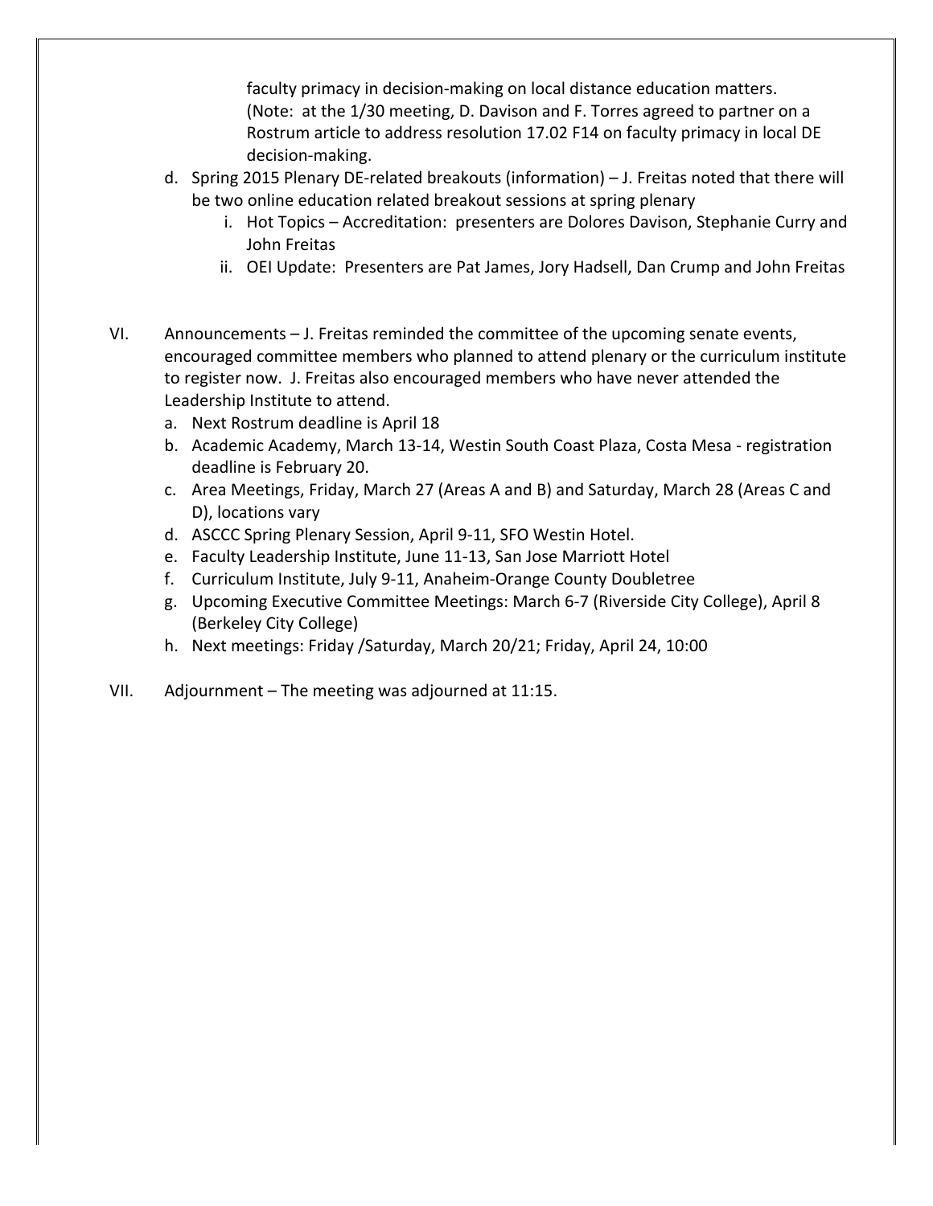faculty primacy in decision-making on local distance education matters. (Note: at the 1/30 meeting, D. Davison and F. Torres agreed to partner on a Rostrum article to address resolution 17.02 F14 on faculty primacy in local DE decision-making.

d. Spring 2015 Plenary DE-related breakouts (information) – J. Freitas noted that there will be two online education related breakout sessions at spring plenary
    i. Hot Topics – Accreditation: presenters are Dolores Davison, Stephanie Curry and John Freitas
    ii. OEI Update: Presenters are Pat James, Jory Hadsell, Dan Crump and John Freitas

VI. Announcements – J. Freitas reminded the committee of the upcoming senate events, encouraged committee members who planned to attend plenary or the curriculum institute to register now. J. Freitas also encouraged members who have never attended the Leadership Institute to attend.
   a. Next Rostrum deadline is April 18
   b. Academic Academy, March 13-14, Westin South Coast Plaza, Costa Mesa - registration deadline is February 20.
   c. Area Meetings, Friday, March 27 (Areas A and B) and Saturday, March 28 (Areas C and D), locations vary
   d. ASCCC Spring Plenary Session, April 9-11, SFO Westin Hotel.
   e. Faculty Leadership Institute, June 11-13, San Jose Marriott Hotel
   f. Curriculum Institute, July 9-11, Anaheim-Orange County Doubletree
   g. Upcoming Executive Committee Meetings: March 6-7 (Riverside City College), April 8 (Berkeley City College)
   h. Next meetings: Friday /Saturday, March 20/21; Friday, April 24, 10:00

VII. Adjournment – The meeting was adjourned at 11:15.